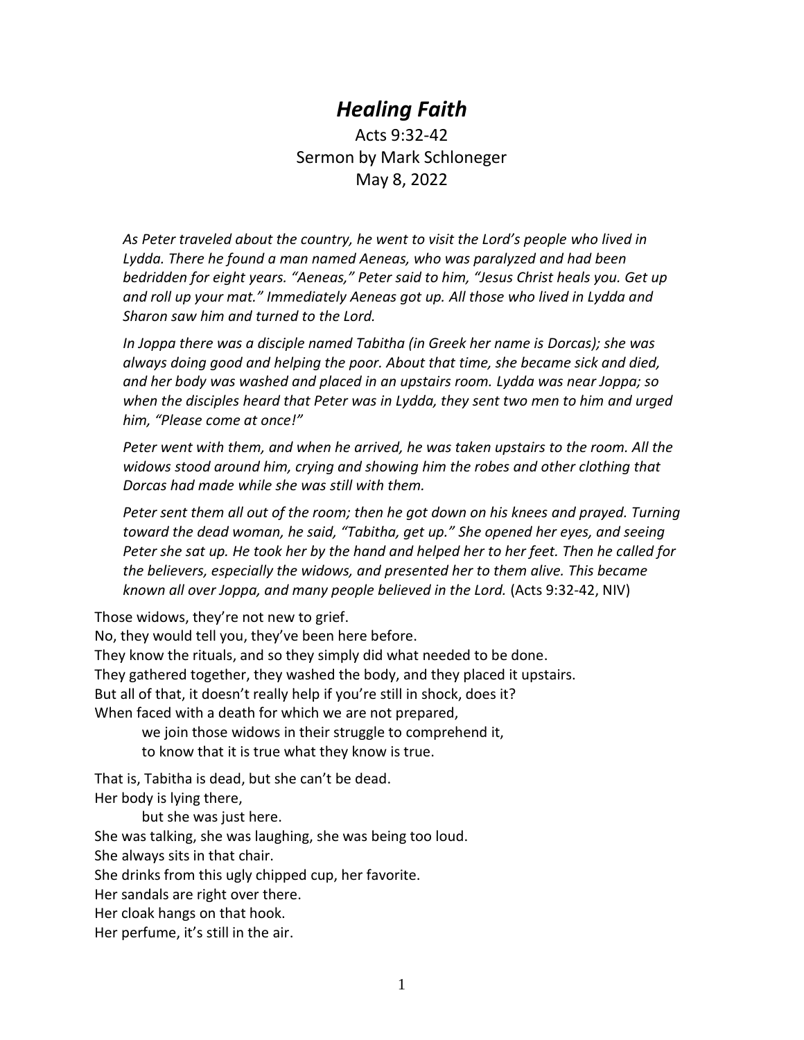# *Healing Faith*

Acts 9:32-42
Sermon by Mark Schloneger
May 8, 2022

> *As Peter traveled about the country, he went to visit the Lord's people who lived in Lydda. There he found a man named Aeneas, who was paralyzed and had been bedridden for eight years. "Aeneas," Peter said to him, "Jesus Christ heals you. Get up and roll up your mat." Immediately Aeneas got up. All those who lived in Lydda and Sharon saw him and turned to the Lord.*
>
> *In Joppa there was a disciple named Tabitha (in Greek her name is Dorcas); she was always doing good and helping the poor. About that time, she became sick and died, and her body was washed and placed in an upstairs room. Lydda was near Joppa; so when the disciples heard that Peter was in Lydda, they sent two men to him and urged him, "Please come at once!"*
>
> *Peter went with them, and when he arrived, he was taken upstairs to the room. All the widows stood around him, crying and showing him the robes and other clothing that Dorcas had made while she was still with them.*
>
> *Peter sent them all out of the room; then he got down on his knees and prayed. Turning toward the dead woman, he said, "Tabitha, get up." She opened her eyes, and seeing Peter she sat up. He took her by the hand and helped her to her feet. Then he called for the believers, especially the widows, and presented her to them alive. This became known all over Joppa, and many people believed in the Lord.* (Acts 9:32-42, NIV)

Those widows, they're not new to grief.
No, they would tell you, they've been here before.
They know the rituals, and so they simply did what needed to be done.
They gathered together, they washed the body, and they placed it upstairs.
But all of that, it doesn't really help if you're still in shock, does it?
When faced with a death for which we are not prepared,
  we join those widows in their struggle to comprehend it,
  to know that it is true what they know is true.

That is, Tabitha is dead, but she can't be dead.
Her body is lying there,
  but she was just here.
She was talking, she was laughing, she was being too loud.
She always sits in that chair.
She drinks from this ugly chipped cup, her favorite.
Her sandals are right over there.
Her cloak hangs on that hook.
Her perfume, it's still in the air.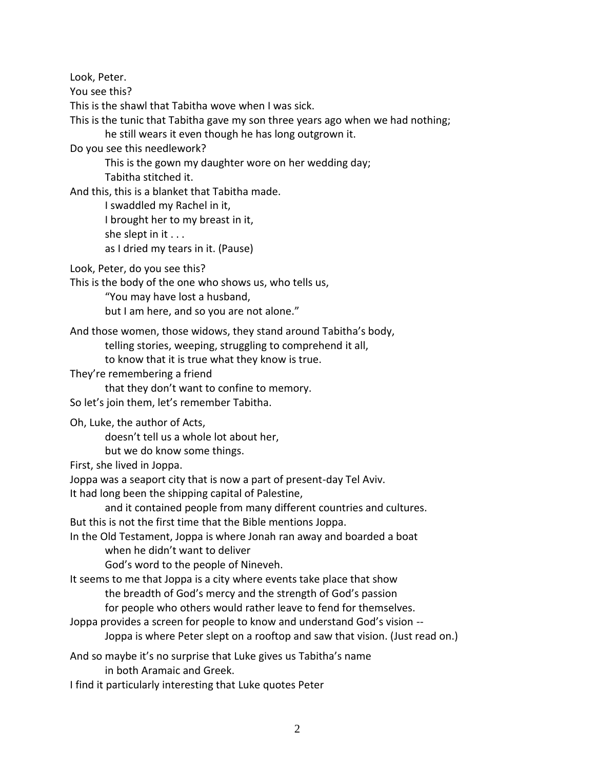Look, Peter.
You see this?
This is the shawl that Tabitha wove when I was sick.
This is the tunic that Tabitha gave my son three years ago when we had nothing;
    he still wears it even though he has long outgrown it.
Do you see this needlework?
    This is the gown my daughter wore on her wedding day;
    Tabitha stitched it.
And this, this is a blanket that Tabitha made.
    I swaddled my Rachel in it,
    I brought her to my breast in it,
    she slept in it . . .
    as I dried my tears in it. (Pause)

Look, Peter, do you see this?
This is the body of the one who shows us, who tells us,
    "You may have lost a husband,
    but I am here, and so you are not alone."

And those women, those widows, they stand around Tabitha's body,
    telling stories, weeping, struggling to comprehend it all,
    to know that it is true what they know is true.
They're remembering a friend
    that they don't want to confine to memory.
So let's join them, let's remember Tabitha.

Oh, Luke, the author of Acts,
    doesn't tell us a whole lot about her,
    but we do know some things.
First, she lived in Joppa.
Joppa was a seaport city that is now a part of present-day Tel Aviv.
It had long been the shipping capital of Palestine,
    and it contained people from many different countries and cultures.
But this is not the first time that the Bible mentions Joppa.
In the Old Testament, Joppa is where Jonah ran away and boarded a boat
    when he didn't want to deliver
    God's word to the people of Nineveh.
It seems to me that Joppa is a city where events take place that show
    the breadth of God's mercy and the strength of God's passion
    for people who others would rather leave to fend for themselves.
Joppa provides a screen for people to know and understand God's vision --
    Joppa is where Peter slept on a rooftop and saw that vision. (Just read on.)

And so maybe it's no surprise that Luke gives us Tabitha's name
    in both Aramaic and Greek.
I find it particularly interesting that Luke quotes Peter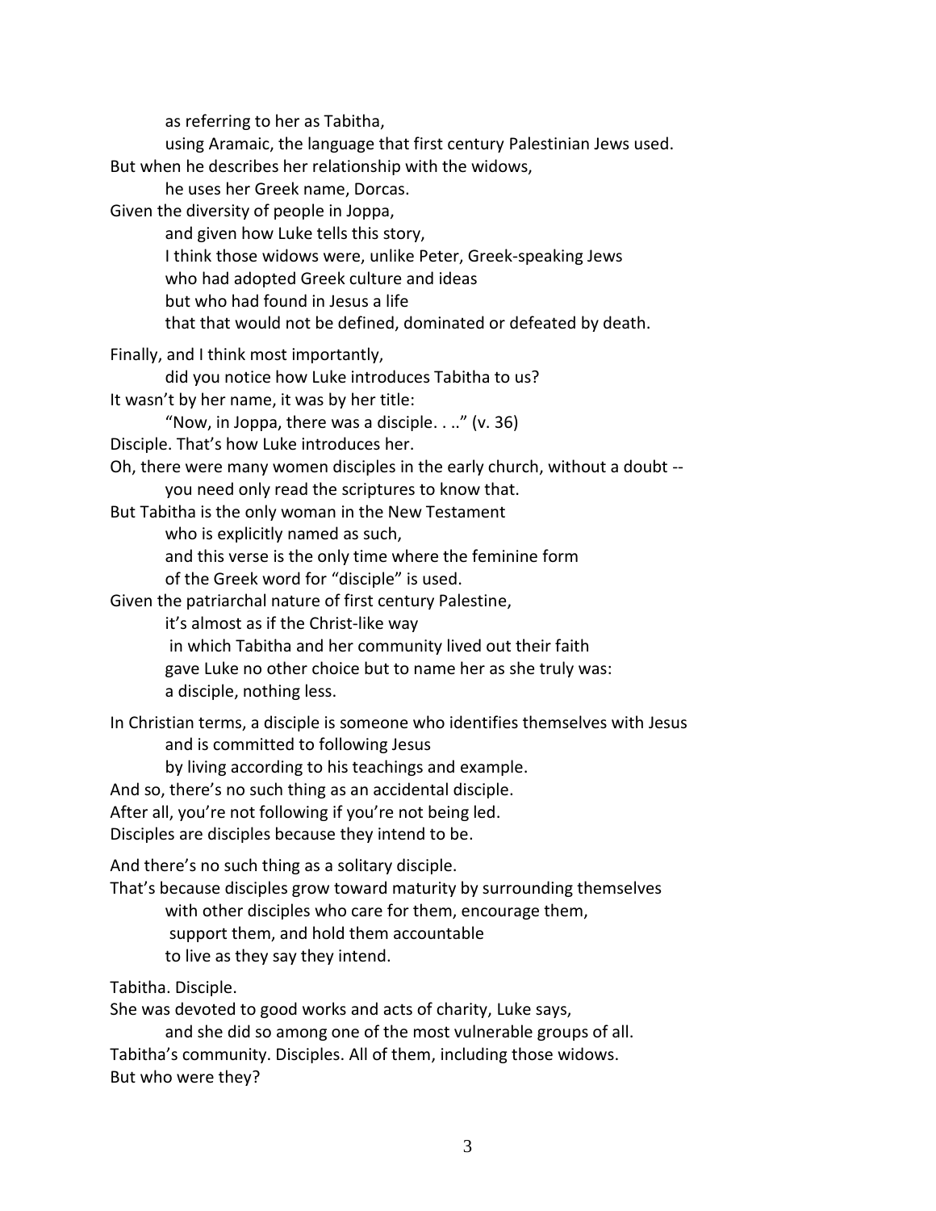as referring to her as Tabitha,
using Aramaic, the language that first century Palestinian Jews used.
But when he describes her relationship with the widows,
he uses her Greek name, Dorcas.
Given the diversity of people in Joppa,
and given how Luke tells this story,
I think those widows were, unlike Peter, Greek-speaking Jews
who had adopted Greek culture and ideas
but who had found in Jesus a life
that that would not be defined, dominated or defeated by death.

Finally, and I think most importantly,
did you notice how Luke introduces Tabitha to us?
It wasn't by her name, it was by her title:
"Now, in Joppa, there was a disciple. . .." (v. 36)
Disciple. That's how Luke introduces her.
Oh, there were many women disciples in the early church, without a doubt --
you need only read the scriptures to know that.
But Tabitha is the only woman in the New Testament
who is explicitly named as such,
and this verse is the only time where the feminine form
of the Greek word for "disciple" is used.
Given the patriarchal nature of first century Palestine,
it's almost as if the Christ-like way
in which Tabitha and her community lived out their faith
gave Luke no other choice but to name her as she truly was:
a disciple, nothing less.

In Christian terms, a disciple is someone who identifies themselves with Jesus
and is committed to following Jesus
by living according to his teachings and example.
And so, there's no such thing as an accidental disciple.
After all, you're not following if you're not being led.
Disciples are disciples because they intend to be.

And there's no such thing as a solitary disciple.
That's because disciples grow toward maturity by surrounding themselves
with other disciples who care for them, encourage them,
support them, and hold them accountable
to live as they say they intend.

Tabitha. Disciple.
She was devoted to good works and acts of charity, Luke says,
and she did so among one of the most vulnerable groups of all.
Tabitha's community. Disciples. All of them, including those widows.
But who were they?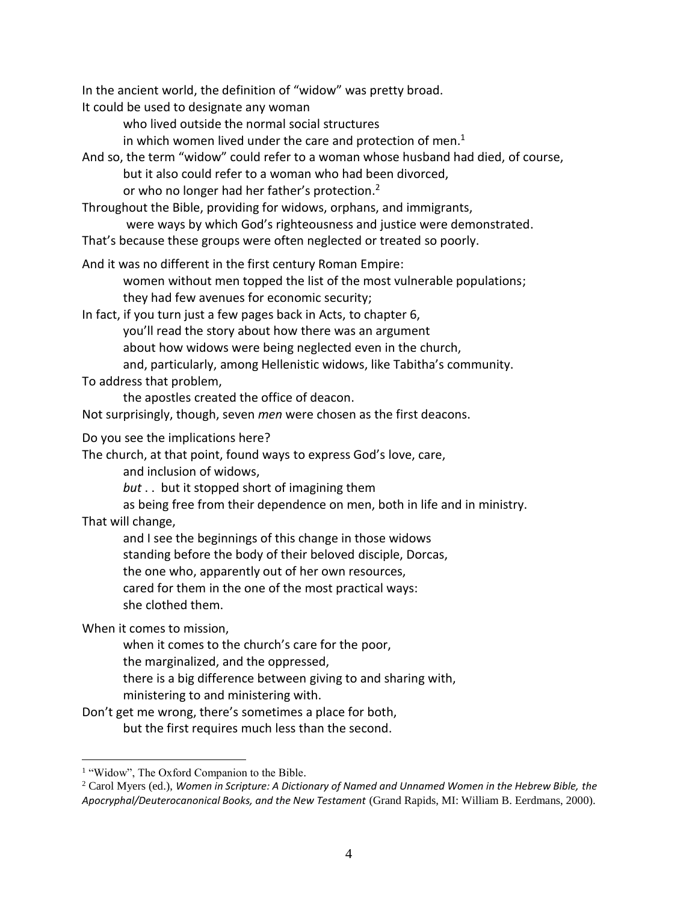In the ancient world, the definition of "widow" was pretty broad.
It could be used to designate any woman
who lived outside the normal social structures
in which women lived under the care and protection of men.[1]
And so, the term "widow" could refer to a woman whose husband had died, of course,
but it also could refer to a woman who had been divorced,
or who no longer had her father's protection.[2]
Throughout the Bible, providing for widows, orphans, and immigrants,
were ways by which God's righteousness and justice were demonstrated.
That's because these groups were often neglected or treated so poorly.

And it was no different in the first century Roman Empire:
women without men topped the list of the most vulnerable populations;
they had few avenues for economic security;
In fact, if you turn just a few pages back in Acts, to chapter 6,
you'll read the story about how there was an argument
about how widows were being neglected even in the church,
and, particularly, among Hellenistic widows, like Tabitha's community.
To address that problem,
the apostles created the office of deacon.
Not surprisingly, though, seven *men* were chosen as the first deacons.

Do you see the implications here?
The church, at that point, found ways to express God's love, care,
and inclusion of widows,
*but* . . but it stopped short of imagining them
as being free from their dependence on men, both in life and in ministry.
That will change,
and I see the beginnings of this change in those widows
standing before the body of their beloved disciple, Dorcas,
the one who, apparently out of her own resources,
cared for them in the one of the most practical ways:
she clothed them.

When it comes to mission,
when it comes to the church's care for the poor,
the marginalized, and the oppressed,
there is a big difference between giving to and sharing with,
ministering to and ministering with.
Don't get me wrong, there's sometimes a place for both,
but the first requires much less than the second.

---

[1] "Widow", The Oxford Companion to the Bible.

[2] Carol Myers (ed.), *Women in Scripture: A Dictionary of Named and Unnamed Women in the Hebrew Bible, the Apocryphal/Deuterocanonical Books, and the New Testament* (Grand Rapids, MI: William B. Eerdmans, 2000).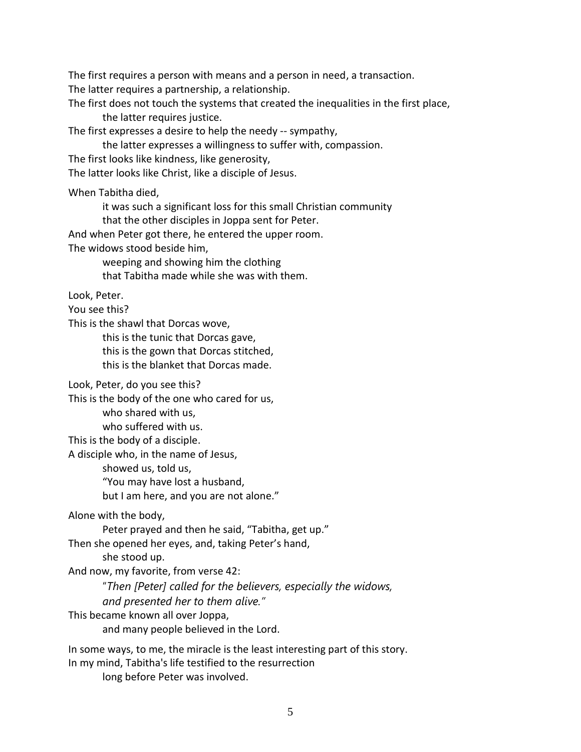The first requires a person with means and a person in need, a transaction.
The latter requires a partnership, a relationship.
The first does not touch the systems that created the inequalities in the first place,
    the latter requires justice.
The first expresses a desire to help the needy -- sympathy,
    the latter expresses a willingness to suffer with, compassion.
The first looks like kindness, like generosity,
The latter looks like Christ, like a disciple of Jesus.

When Tabitha died,
    it was such a significant loss for this small Christian community
    that the other disciples in Joppa sent for Peter.
And when Peter got there, he entered the upper room.
The widows stood beside him,
    weeping and showing him the clothing
    that Tabitha made while she was with them.

Look, Peter.
You see this?
This is the shawl that Dorcas wove,
    this is the tunic that Dorcas gave,
    this is the gown that Dorcas stitched,
    this is the blanket that Dorcas made.

Look, Peter, do you see this?
This is the body of the one who cared for us,
    who shared with us,
    who suffered with us.
This is the body of a disciple.
A disciple who, in the name of Jesus,
    showed us, told us,
    "You may have lost a husband,
    but I am here, and you are not alone."

Alone with the body,
    Peter prayed and then he said, "Tabitha, get up."
Then she opened her eyes, and, taking Peter's hand,
    she stood up.
And now, my favorite, from verse 42:
    "*Then [Peter] called for the believers, especially the widows,*
    *and presented her to them alive.*"
This became known all over Joppa,
    and many people believed in the Lord.

In some ways, to me, the miracle is the least interesting part of this story.
In my mind, Tabitha's life testified to the resurrection
    long before Peter was involved.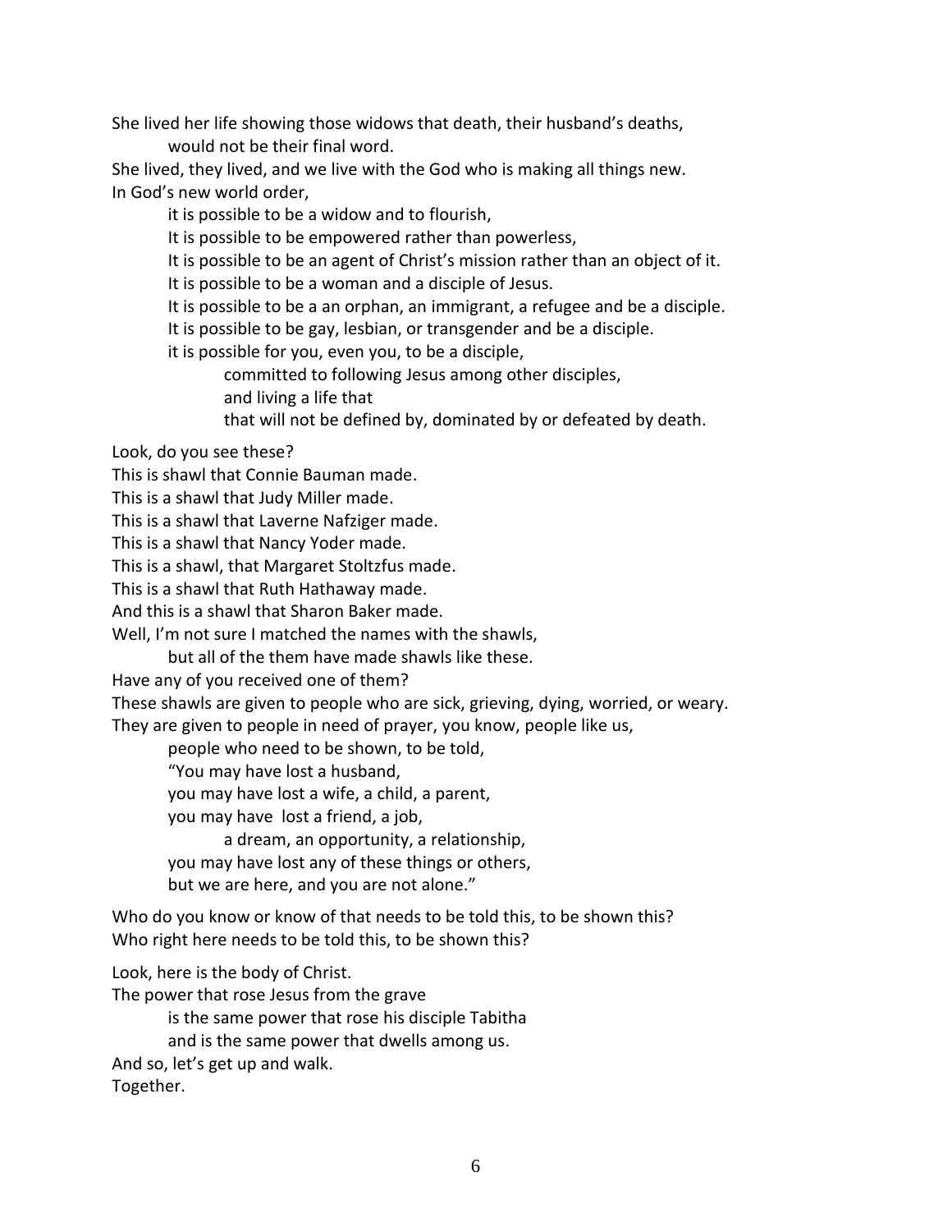She lived her life showing those widows that death, their husband's deaths,
would not be their final word.
She lived, they lived, and we live with the God who is making all things new.
In God's new world order,
it is possible to be a widow and to flourish,
It is possible to be empowered rather than powerless,
It is possible to be an agent of Christ's mission rather than an object of it.
It is possible to be a woman and a disciple of Jesus.
It is possible to be a an orphan, an immigrant, a refugee and be a disciple.
It is possible to be gay, lesbian, or transgender and be a disciple.
it is possible for you, even you, to be a disciple,
committed to following Jesus among other disciples,
and living a life that
that will not be defined by, dominated by or defeated by death.

Look, do you see these?
This is shawl that Connie Bauman made.
This is a shawl that Judy Miller made.
This is a shawl that Laverne Nafziger made.
This is a shawl that Nancy Yoder made.
This is a shawl, that Margaret Stoltzfus made.
This is a shawl that Ruth Hathaway made.
And this is a shawl that Sharon Baker made.
Well, I'm not sure I matched the names with the shawls,
but all of the them have made shawls like these.
Have any of you received one of them?
These shawls are given to people who are sick, grieving, dying, worried, or weary.
They are given to people in need of prayer, you know, people like us,
people who need to be shown, to be told,
"You may have lost a husband,
you may have lost a wife, a child, a parent,
you may have lost a friend, a job,
a dream, an opportunity, a relationship,
you may have lost any of these things or others,
but we are here, and you are not alone."

Who do you know or know of that needs to be told this, to be shown this?
Who right here needs to be told this, to be shown this?

Look, here is the body of Christ.
The power that rose Jesus from the grave
is the same power that rose his disciple Tabitha
and is the same power that dwells among us.
And so, let's get up and walk.
Together.